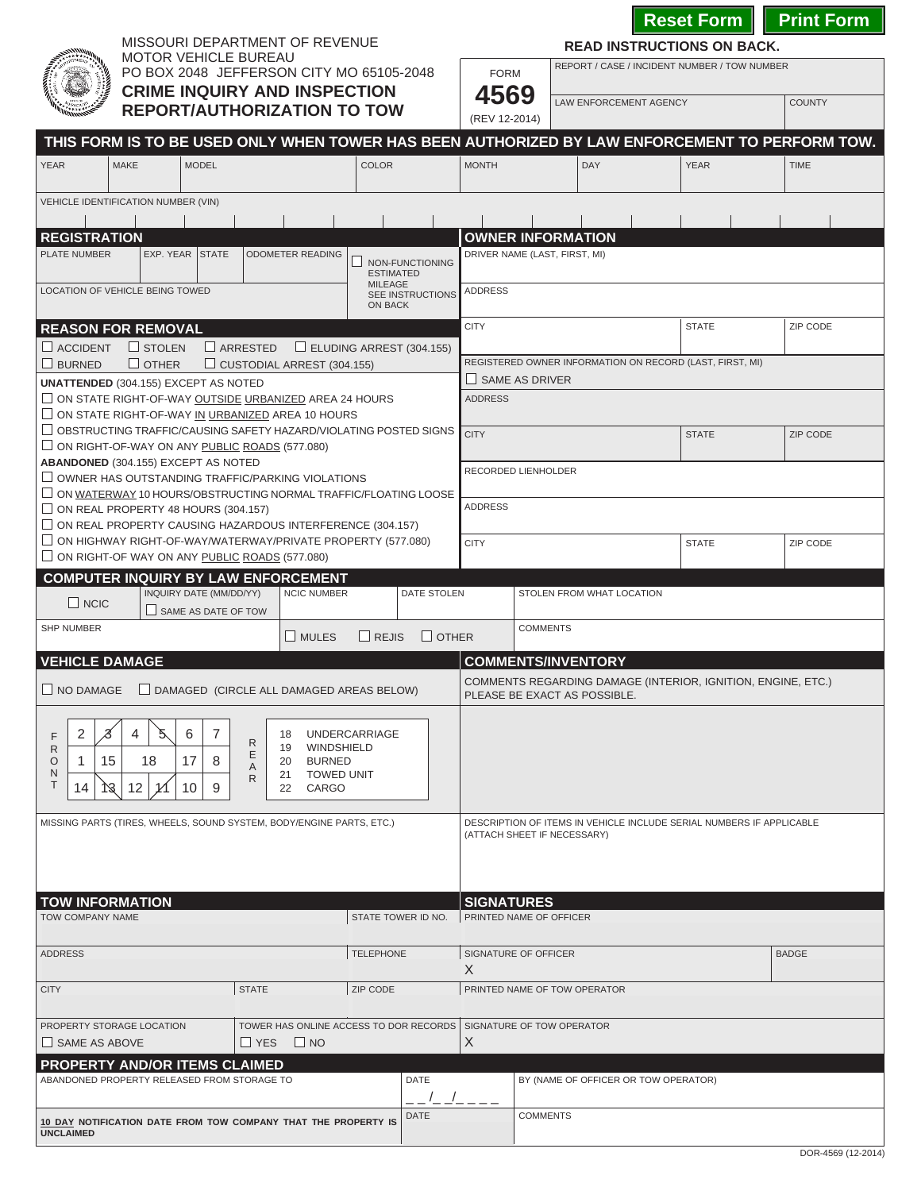Reset Form | Print Form

MISSOURI DEPARTMENT OF REVENUE
MOTOR VEHICLE BUREAU
PO BOX 2048 JEFFERSON CITY MO 65105-2048

# CRIME INQUIRY AND INSPECTION REPORT/AUTHORIZATION TO TOW

**READ INSTRUCTIONS ON BACK.**

FORM **4569** (REV 12-2014)

| REPORT / CASE / INCIDENT NUMBER / TOW NUMBER | |
|---|---|
| LAW ENFORCEMENT AGENCY | COUNTY |

**THIS FORM IS TO BE USED ONLY WHEN TOWER HAS BEEN AUTHORIZED BY LAW ENFORCEMENT TO PERFORM TOW.**

| YEAR | MAKE | MODEL | COLOR | MONTH | DAY | YEAR | TIME |
|---|---|---|---|---|---|---|---|
| | | | | | | | |

VEHICLE IDENTIFICATION NUMBER (VIN)

## REGISTRATION

| PLATE NUMBER | EXP. YEAR | STATE | ODOMETER READING | ☐ NON-FUNCTIONING ESTIMATED MILEAGE SEE INSTRUCTIONS ON BACK |
|---|---|---|---|---|

LOCATION OF VEHICLE BEING TOWED

## REASON FOR REMOVAL

☐ ACCIDENT ☐ STOLEN ☐ ARRESTED ☐ ELUDING ARREST (304.155)
☐ BURNED ☐ OTHER ☐ CUSTODIAL ARREST (304.155)

**UNATTENDED** (304.155) EXCEPT AS NOTED
- ☐ ON STATE RIGHT-OF-WAY OUTSIDE URBANIZED AREA 24 HOURS
- ☐ ON STATE RIGHT-OF-WAY IN URBANIZED AREA 10 HOURS
- ☐ OBSTRUCTING TRAFFIC/CAUSING SAFETY HAZARD/VIOLATING POSTED SIGNS
- ☐ ON RIGHT-OF-WAY ON ANY PUBLIC ROADS (577.080)

**ABANDONED** (304.155) EXCEPT AS NOTED
- ☐ OWNER HAS OUTSTANDING TRAFFIC/PARKING VIOLATIONS
- ☐ ON WATERWAY 10 HOURS/OBSTRUCTING NORMAL TRAFFIC/FLOATING LOOSE
- ☐ ON REAL PROPERTY 48 HOURS (304.157)
- ☐ ON REAL PROPERTY CAUSING HAZARDOUS INTERFERENCE (304.157)
- ☐ ON HIGHWAY RIGHT-OF-WAY/WATERWAY/PRIVATE PROPERTY (577.080)
- ☐ ON RIGHT-OF WAY ON ANY PUBLIC ROADS (577.080)

## OWNER INFORMATION

DRIVER NAME (LAST, FIRST, MI)

ADDRESS

| CITY | STATE | ZIP CODE |
|---|---|---|

REGISTERED OWNER INFORMATION ON RECORD (LAST, FIRST, MI)
☐ SAME AS DRIVER

ADDRESS

| CITY | STATE | ZIP CODE |
|---|---|---|

RECORDED LIENHOLDER

ADDRESS

| CITY | STATE | ZIP CODE |
|---|---|---|

## COMPUTER INQUIRY BY LAW ENFORCEMENT

| ☐ NCIC | INQUIRY DATE (MM/DD/YY) ☐ SAME AS DATE OF TOW | NCIC NUMBER | DATE STOLEN | STOLEN FROM WHAT LOCATION |
|---|---|---|---|---|
| SHP NUMBER | ☐ MULES ☐ REJIS ☐ OTHER | | | COMMENTS |

## VEHICLE DAMAGE

☐ NO DAMAGE ☐ DAMAGED (CIRCLE ALL DAMAGED AREAS BELOW)

| FRONT | | | | | | REAR |
|---|---|---|---|---|---|---|
| 2 | 3 | 4 | 5 | 6 | 7 | |
| 1 | 15 | 18 | | 17 | 8 | |
| 14 | 13 | 12 | 11 | 10 | 9 | |

18 UNDERCARRIAGE
19 WINDSHIELD
20 BURNED
21 TOWED UNIT
22 CARGO

MISSING PARTS (TIRES, WHEELS, SOUND SYSTEM, BODY/ENGINE PARTS, ETC.)

## COMMENTS/INVENTORY

COMMENTS REGARDING DAMAGE (INTERIOR, IGNITION, ENGINE, ETC.) PLEASE BE EXACT AS POSSIBLE.

DESCRIPTION OF ITEMS IN VEHICLE INCLUDE SERIAL NUMBERS IF APPLICABLE (ATTACH SHEET IF NECESSARY)

## TOW INFORMATION

| TOW COMPANY NAME | | STATE TOWER ID NO. |
|---|---|---|
| ADDRESS | | TELEPHONE |
| CITY | STATE | ZIP CODE |
| PROPERTY STORAGE LOCATION ☐ SAME AS ABOVE | TOWER HAS ONLINE ACCESS TO DOR RECORDS ☐ YES ☐ NO | |

## SIGNATURES

| PRINTED NAME OF OFFICER | |
|---|---|
| SIGNATURE OF OFFICER X | BADGE |
| PRINTED NAME OF TOW OPERATOR | |
| SIGNATURE OF TOW OPERATOR X | |

## PROPERTY AND/OR ITEMS CLAIMED

| ABANDONED PROPERTY RELEASED FROM STORAGE TO | DATE __/__/____ | BY (NAME OF OFFICER OR TOW OPERATOR) |
|---|---|---|
| **10 DAY NOTIFICATION DATE FROM TOW COMPANY THAT THE PROPERTY IS UNCLAIMED** | DATE | COMMENTS |

DOR-4569 (12-2014)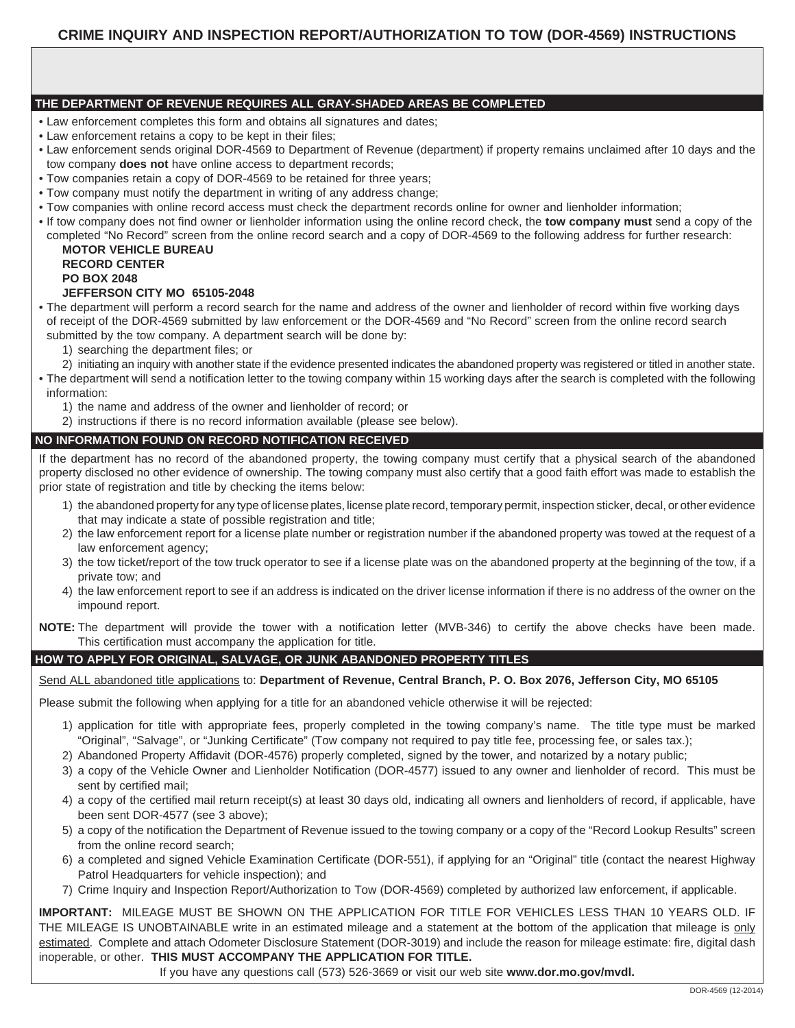# CRIME INQUIRY AND INSPECTION REPORT/AUTHORIZATION TO TOW (DOR-4569) INSTRUCTIONS

## THE DEPARTMENT OF REVENUE REQUIRES ALL GRAY-SHADED AREAS BE COMPLETED

- Law enforcement completes this form and obtains all signatures and dates;
- Law enforcement retains a copy to be kept in their files;
- Law enforcement sends original DOR-4569 to Department of Revenue (department) if property remains unclaimed after 10 days and the tow company **does not** have online access to department records;
- Tow companies retain a copy of DOR-4569 to be retained for three years;
- Tow company must notify the department in writing of any address change;
- Tow companies with online record access must check the department records online for owner and lienholder information;
- If tow company does not find owner or lienholder information using the online record check, the **tow company must** send a copy of the completed "No Record" screen from the online record search and a copy of DOR-4569 to the following address for further research:

  **MOTOR VEHICLE BUREAU**
  **RECORD CENTER**
  **PO BOX 2048**
  **JEFFERSON CITY MO 65105-2048**
- The department will perform a record search for the name and address of the owner and lienholder of record within five working days of receipt of the DOR-4569 submitted by law enforcement or the DOR-4569 and "No Record" screen from the online record search submitted by the tow company. A department search will be done by:
  1. searching the department files; or
  2. initiating an inquiry with another state if the evidence presented indicates the abandoned property was registered or titled in another state.
- The department will send a notification letter to the towing company within 15 working days after the search is completed with the following information:
  1. the name and address of the owner and lienholder of record; or
  2. instructions if there is no record information available (please see below).

## NO INFORMATION FOUND ON RECORD NOTIFICATION RECEIVED

If the department has no record of the abandoned property, the towing company must certify that a physical search of the abandoned property disclosed no other evidence of ownership. The towing company must also certify that a good faith effort was made to establish the prior state of registration and title by checking the items below:

1. the abandoned property for any type of license plates, license plate record, temporary permit, inspection sticker, decal, or other evidence that may indicate a state of possible registration and title;
2. the law enforcement report for a license plate number or registration number if the abandoned property was towed at the request of a law enforcement agency;
3. the tow ticket/report of the tow truck operator to see if a license plate was on the abandoned property at the beginning of the tow, if a private tow; and
4. the law enforcement report to see if an address is indicated on the driver license information if there is no address of the owner on the impound report.

**NOTE:** The department will provide the tower with a notification letter (MVB-346) to certify the above checks have been made. This certification must accompany the application for title.

## HOW TO APPLY FOR ORIGINAL, SALVAGE, OR JUNK ABANDONED PROPERTY TITLES

Send ALL abandoned title applications to: **Department of Revenue, Central Branch, P. O. Box 2076, Jefferson City, MO 65105**

Please submit the following when applying for a title for an abandoned vehicle otherwise it will be rejected:

1. application for title with appropriate fees, properly completed in the towing company's name. The title type must be marked "Original", "Salvage", or "Junking Certificate" (Tow company not required to pay title fee, processing fee, or sales tax.);
2. Abandoned Property Affidavit (DOR-4576) properly completed, signed by the tower, and notarized by a notary public;
3. a copy of the Vehicle Owner and Lienholder Notification (DOR-4577) issued to any owner and lienholder of record. This must be sent by certified mail;
4. a copy of the certified mail return receipt(s) at least 30 days old, indicating all owners and lienholders of record, if applicable, have been sent DOR-4577 (see 3 above);
5. a copy of the notification the Department of Revenue issued to the towing company or a copy of the "Record Lookup Results" screen from the online record search;
6. a completed and signed Vehicle Examination Certificate (DOR-551), if applying for an "Original" title (contact the nearest Highway Patrol Headquarters for vehicle inspection); and
7. Crime Inquiry and Inspection Report/Authorization to Tow (DOR-4569) completed by authorized law enforcement, if applicable.

**IMPORTANT:** MILEAGE MUST BE SHOWN ON THE APPLICATION FOR TITLE FOR VEHICLES LESS THAN 10 YEARS OLD. IF THE MILEAGE IS UNOBTAINABLE write in an estimated mileage and a statement at the bottom of the application that mileage is only estimated. Complete and attach Odometer Disclosure Statement (DOR-3019) and include the reason for mileage estimate: fire, digital dash inoperable, or other. **THIS MUST ACCOMPANY THE APPLICATION FOR TITLE.**

If you have any questions call (573) 526-3669 or visit our web site **www.dor.mo.gov/mvdl.**

DOR-4569 (12-2014)